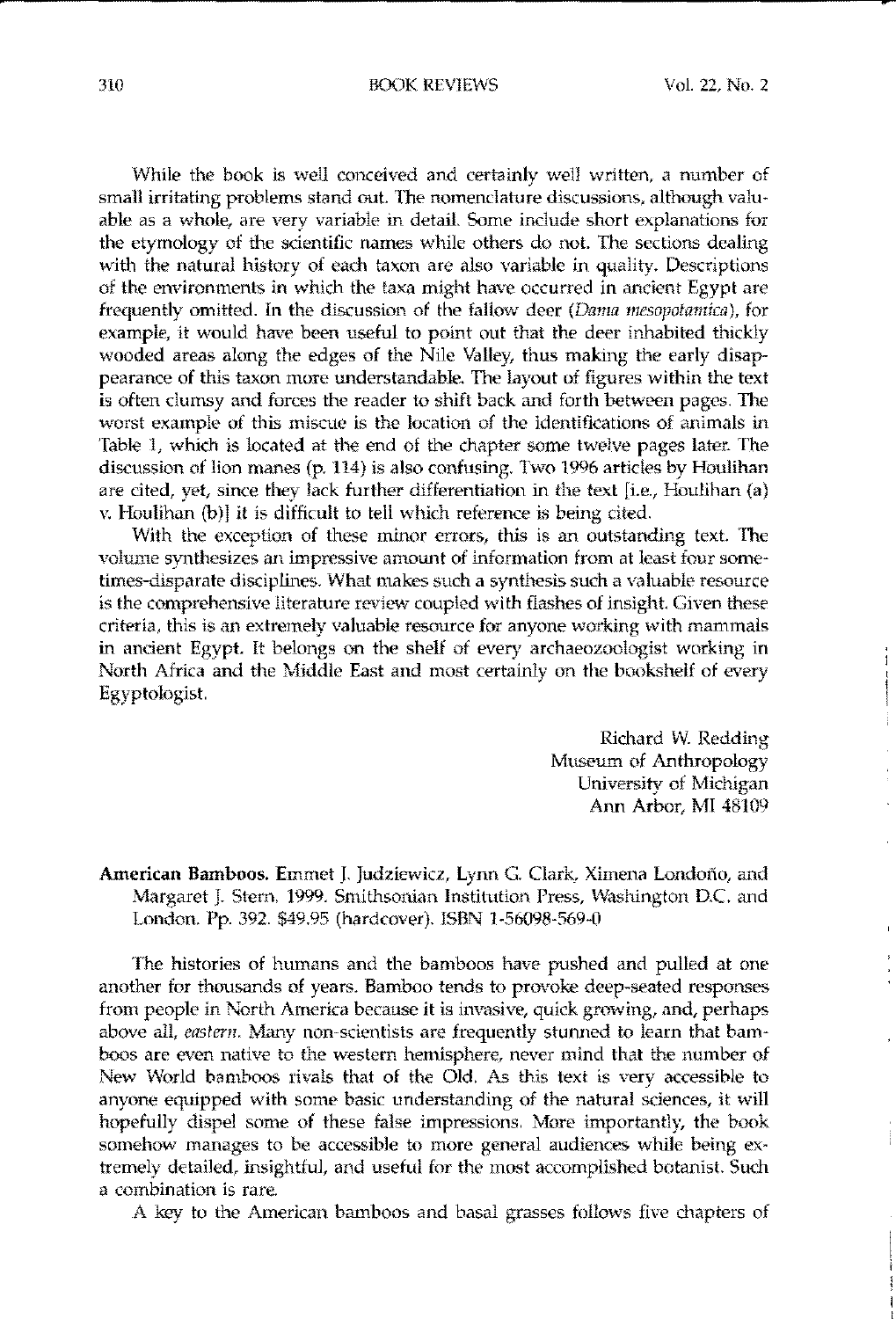While the book is well conceived and certainly well written, a number of small irritating problems stand out. The nomenclature discussions, although valuable as a whole, are very variable in detail. Some include short explanations for the etymology of the scientific names while others do not. The sections dealing with the natural history of each taxon are also variable in quality. Descriptions of the environments in which the taxa might have occurred in ancient Egypt are frequently omitted. In the discussion of the fallow deer (*Dama mesopotamica*), for example, it would have been useful to point out that the deer inhabited thickly wooded areas along the edges of the Nile Valley, thus making the early disappearance of this taxon more understandable. The layout of figures within the text is often clumsy and forces the reader to shift back and forth between pages. The worst example of this miscue is the location of the identifications of animals in Table 1, which is located at the end of the chapter some twelve pages later. The discussion of lion manes (p. 114) is also confusing. Two 1996 articles by Houlihan are cited, yet, since they lack further differentiation in the text [i.e., Houlihan (a) v. Houlihan (b)] it is difficult to tell which reference is being cited.

With the exception of these minor errors, this is an outstanding text. The volume synthesizes an impressive amount of information from at least four sometimes-disparate disciplines. What makes such a synthesis such a valuable resource is the comprehensive literature review coupled with flashes of insight. Given these criteria, this is an extremely valuable resource for anyone working with mammals in ancient Egypt. It belongs on the shelf of every archaeozoologist working in North Africa and the Middle East and most certainly on the bookshelf of every Egyptologist.

Richard W. Redding  
Museum of Anthropology  
University of Michigan  
Ann Arbor, MI 48109

**American Bamboos.** Emmet J. Judziewicz, Lynn G. Clark, Ximena Londoño, and Margaret J. Stern. 1999. Smithsonian Institution Press, Washington D.C. and London. Pp. 392. $49.95 (hardcover). ISBN 1-56098-569-0

The histories of humans and the bamboos have pushed and pulled at one another for thousands of years. Bamboo tends to provoke deep-seated responses from people in North America because it is invasive, quick growing, and, perhaps above all, *eastern*. Many non-scientists are frequently stunned to learn that bamboos are even native to the western hemisphere, never mind that the number of New World bamboos rivals that of the Old. As this text is very accessible to anyone equipped with some basic understanding of the natural sciences, it will hopefully dispel some of these false impressions. More importantly, the book somehow manages to be accessible to more general audiences while being extremely detailed, insightful, and useful for the most accomplished botanist. Such a combination is rare.

A key to the American bamboos and basal grasses follows five chapters of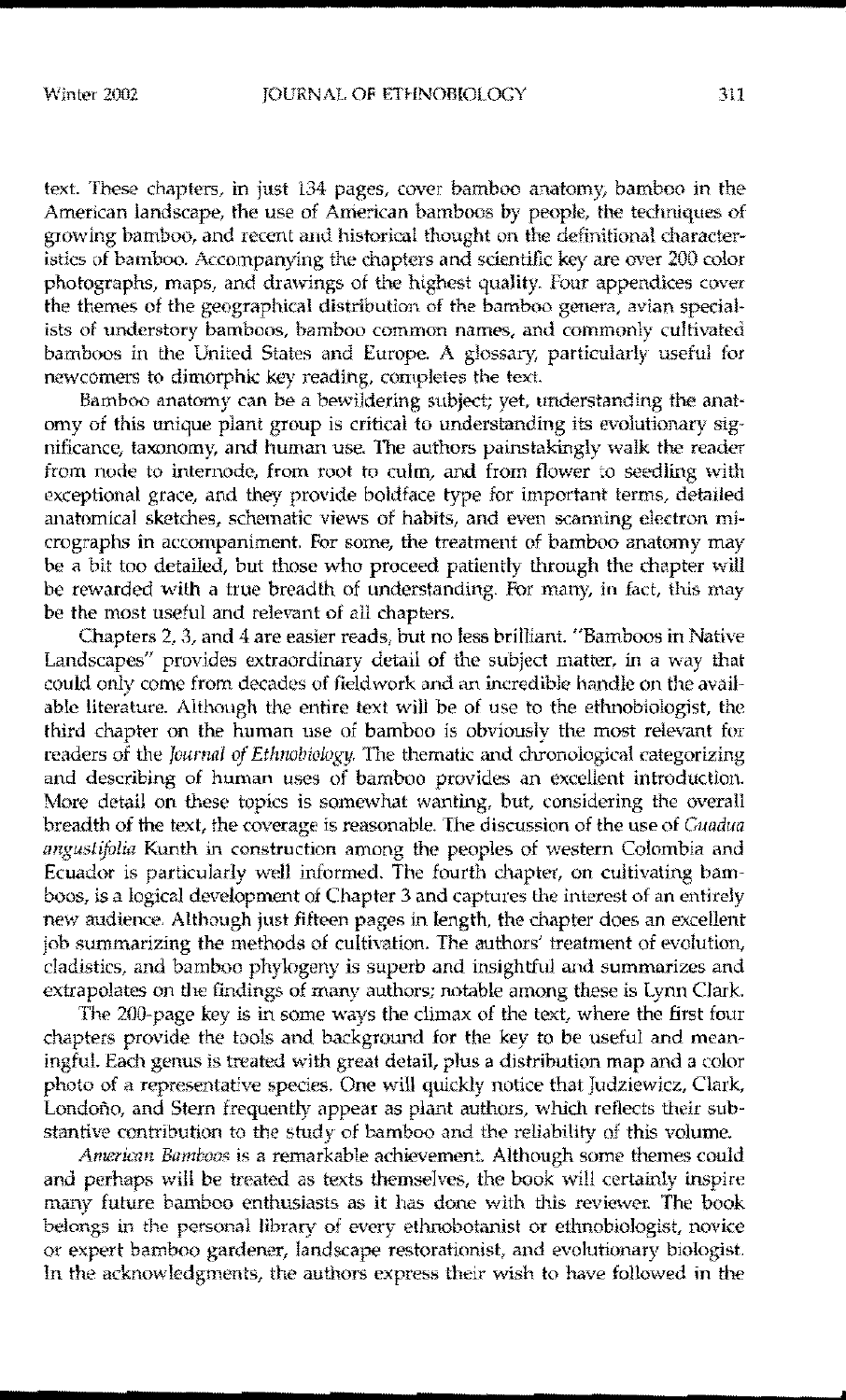text. These chapters, in just 134 pages, cover bamboo anatomy, bamboo in the American landscape, the use of American bamboos by people, the techniques of growing bamboo, and recent and historical thought on the definitional characteristics of bamboo. Accompanying the chapters and scientific key are over 200 color photographs, maps, and drawings of the highest quality. Four appendices cover the themes of the geographical distribution of the bamboo genera, avian specialists of understory bamboos, bamboo common names, and commonly cultivated bamboos in the United States and Europe. A glossary, particularly useful for newcomers to dimorphic key reading, completes the text.

Bamboo anatomy can be a bewildering subject; yet, understanding the anatomy of this unique plant group is critical to understanding its evolutionary significance, taxonomy, and human use. The authors painstakingly walk the reader from node to internode, from root to culm, and from flower to seedling with exceptional grace, and they provide boldface type for important terms, detailed anatomical sketches, schematic views of habits, and even scanning electron micrographs in accompaniment. For some, the treatment of bamboo anatomy may be a bit too detailed, but those who proceed patiently through the chapter will be rewarded with a true breadth of understanding. For many, in fact, this may be the most useful and relevant of all chapters.

Chapters 2, 3, and 4 are easier reads, but no less brilliant. "Bamboos in Native Landscapes" provides extraordinary detail of the subject matter, in a way that could only come from decades of fieldwork and an incredible handle on the available literature. Although the entire text will be of use to the ethnobiologist, the third chapter on the human use of bamboo is obviously the most relevant for readers of the *Journal of Ethnobiology*. The thematic and chronological categorizing and describing of human uses of bamboo provides an excellent introduction. More detail on these topics is somewhat wanting, but, considering the overall breadth of the text, the coverage is reasonable. The discussion of the use of *Guadua angustifolia* Kunth in construction among the peoples of western Colombia and Ecuador is particularly well informed. The fourth chapter, on cultivating bamboos, is a logical development of Chapter 3 and captures the interest of an entirely new audience. Although just fifteen pages in length, the chapter does an excellent job summarizing the methods of cultivation. The authors' treatment of evolution, cladistics, and bamboo phylogeny is superb and insightful and summarizes and extrapolates on the findings of many authors; notable among these is Lynn Clark.

The 200-page key is in some ways the climax of the text, where the first four chapters provide the tools and background for the key to be useful and meaningful. Each genus is treated with great detail, plus a distribution map and a color photo of a representative species. One will quickly notice that Judziewicz, Clark, Londoño, and Stern frequently appear as plant authors, which reflects their substantive contribution to the study of bamboo and the reliability of this volume.

*American Bamboos* is a remarkable achievement. Although some themes could and perhaps will be treated as texts themselves, the book will certainly inspire many future bamboo enthusiasts as it has done with this reviewer. The book belongs in the personal library of every ethnobotanist or ethnobiologist, novice or expert bamboo gardener, landscape restorationist, and evolutionary biologist. In the acknowledgments, the authors express their wish to have followed in the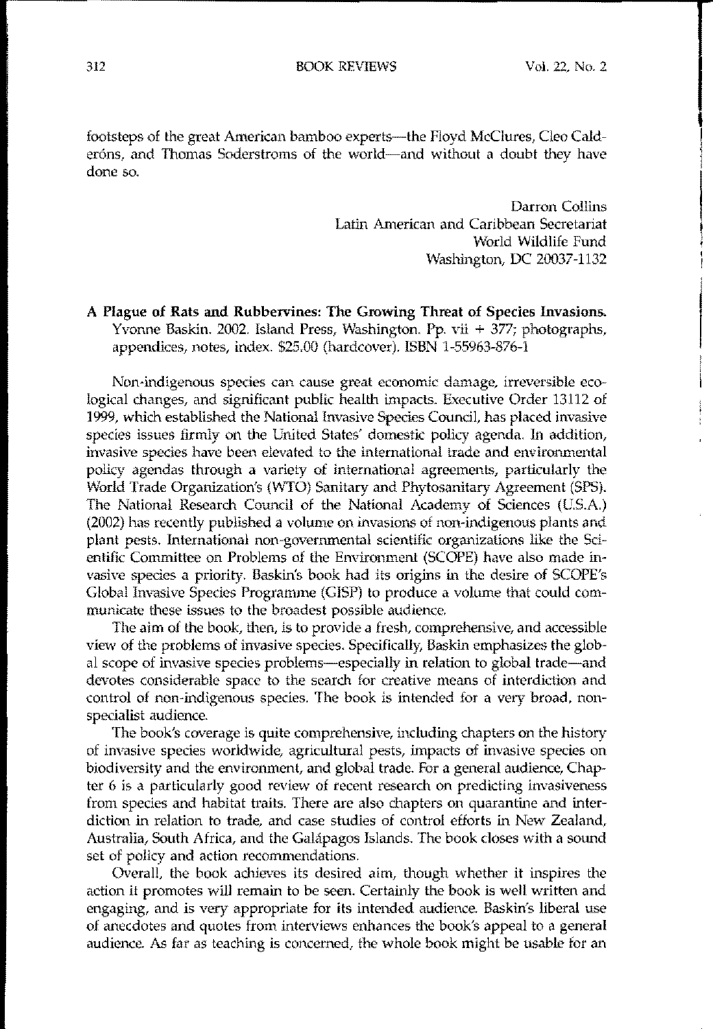footsteps of the great American bamboo experts—the Floyd McClures, Cleo Calderóns, and Thomas Soderstroms of the world—and without a doubt they have done so.

Darron Collins
Latin American and Caribbean Secretariat
World Wildlife Fund
Washington, DC 20037-1132

**A Plague of Rats and Rubbervines: The Growing Threat of Species Invasions.** Yvonne Baskin. 2002. Island Press, Washington. Pp. vii + 377; photographs, appendices, notes, index. $25.00 (hardcover). ISBN 1-55963-876-1

Non-indigenous species can cause great economic damage, irreversible ecological changes, and significant public health impacts. Executive Order 13112 of 1999, which established the National Invasive Species Council, has placed invasive species issues firmly on the United States' domestic policy agenda. In addition, invasive species have been elevated to the international trade and environmental policy agendas through a variety of international agreements, particularly the World Trade Organization's (WTO) Sanitary and Phytosanitary Agreement (SPS). The National Research Council of the National Academy of Sciences (U.S.A.) (2002) has recently published a volume on invasions of non-indigenous plants and plant pests. International non-governmental scientific organizations like the Scientific Committee on Problems of the Environment (SCOPE) have also made invasive species a priority. Baskin's book had its origins in the desire of SCOPE's Global Invasive Species Programme (GISP) to produce a volume that could communicate these issues to the broadest possible audience.

The aim of the book, then, is to provide a fresh, comprehensive, and accessible view of the problems of invasive species. Specifically, Baskin emphasizes the global scope of invasive species problems—especially in relation to global trade—and devotes considerable space to the search for creative means of interdiction and control of non-indigenous species. The book is intended for a very broad, non-specialist audience.

The book's coverage is quite comprehensive, including chapters on the history of invasive species worldwide, agricultural pests, impacts of invasive species on biodiversity and the environment, and global trade. For a general audience, Chapter 6 is a particularly good review of recent research on predicting invasiveness from species and habitat traits. There are also chapters on quarantine and interdiction in relation to trade, and case studies of control efforts in New Zealand, Australia, South Africa, and the Galápagos Islands. The book closes with a sound set of policy and action recommendations.

Overall, the book achieves its desired aim, though whether it inspires the action it promotes will remain to be seen. Certainly the book is well written and engaging, and is very appropriate for its intended audience. Baskin's liberal use of anecdotes and quotes from interviews enhances the book's appeal to a general audience. As far as teaching is concerned, the whole book might be usable for an